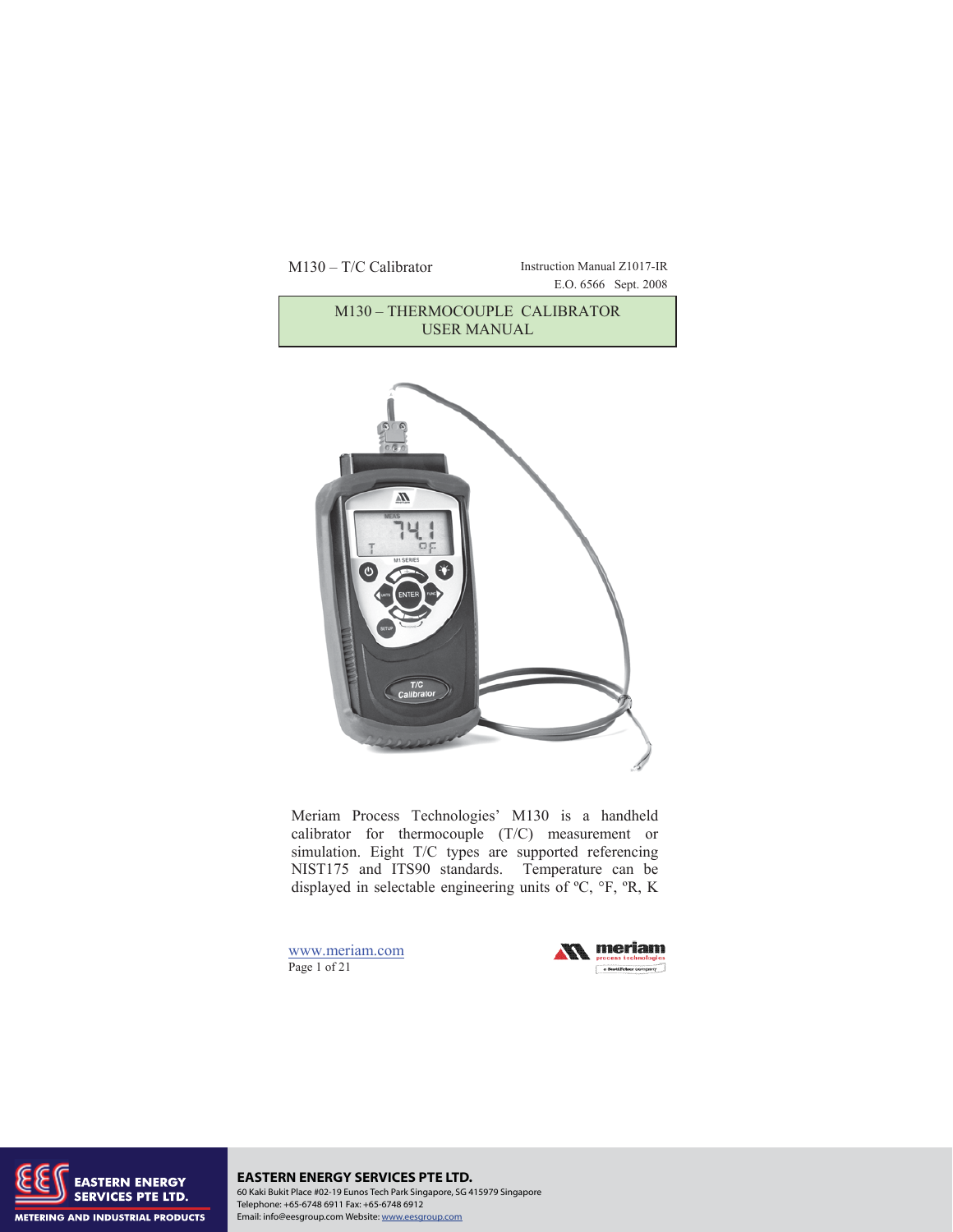M130 – T/C Calibrator

Instruction Manual Z1017-IR
E.O. 6566 Sept. 2008

# M130 – THERMOCOUPLE CALIBRATOR USER MANUAL

Meriam Process Technologies' M130 is a handheld calibrator for thermocouple (T/C) measurement or simulation. Eight T/C types are supported referencing NIST175 and ITS90 standards. Temperature can be displayed in selectable engineering units of ºC, °F, ºR, K

www.meriam.com

**EASTERN ENERGY SERVICES PTE LTD.**
60 Kaki Bukit Place #02-19 Eunos Tech Park Singapore, SG 415979 Singapore
Telephone: +65-6748 6911 Fax: +65-6748 6912
Email: info@eesgroup.com Website: www.eesgroup.com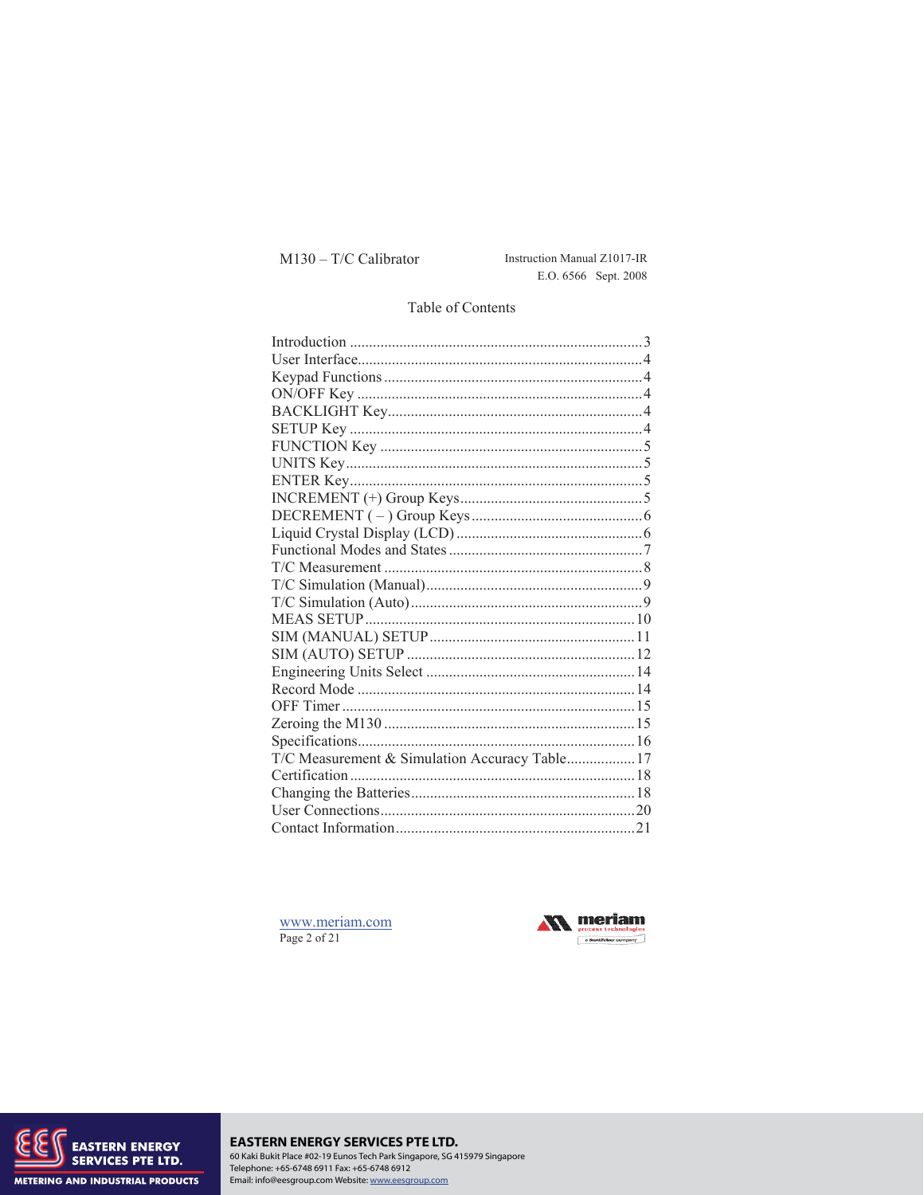M130 – T/C Calibrator

Instruction Manual Z1017-IR
E.O. 6566 Sept. 2008

## Table of Contents

| Section | Page |
| --- | --- |
| Introduction | 3 |
| User Interface | 4 |
| Keypad Functions | 4 |
| ON/OFF Key | 4 |
| BACKLIGHT Key | 4 |
| SETUP Key | 4 |
| FUNCTION Key | 5 |
| UNITS Key | 5 |
| ENTER Key | 5 |
| INCREMENT (+) Group Keys | 5 |
| DECREMENT ( – ) Group Keys | 6 |
| Liquid Crystal Display (LCD) | 6 |
| Functional Modes and States | 7 |
| T/C Measurement | 8 |
| T/C Simulation (Manual) | 9 |
| T/C Simulation (Auto) | 9 |
| MEAS SETUP | 10 |
| SIM (MANUAL) SETUP | 11 |
| SIM (AUTO) SETUP | 12 |
| Engineering Units Select | 14 |
| Record Mode | 14 |
| OFF Timer | 15 |
| Zeroing the M130 | 15 |
| Specifications | 16 |
| T/C Measurement & Simulation Accuracy Table | 17 |
| Certification | 18 |
| Changing the Batteries | 18 |
| User Connections | 20 |
| Contact Information | 21 |

www.meriam.com

**EASTERN ENERGY SERVICES PTE LTD.**
60 Kaki Bukit Place #02-19 Eunos Tech Park Singapore, SG 415979 Singapore
Telephone: +65-6748 6911 Fax: +65-6748 6912
Email: info@eesgroup.com Website: www.eesgroup.com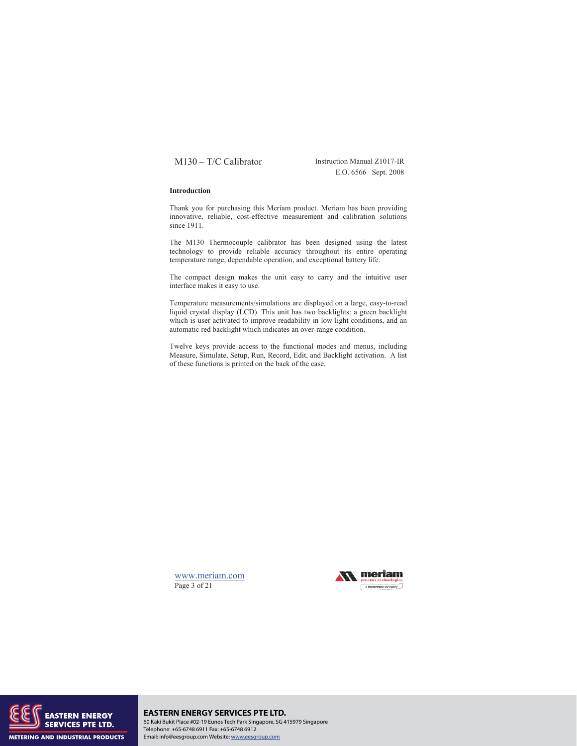## Introduction

Thank you for purchasing this Meriam product. Meriam has been providing innovative, reliable, cost-effective measurement and calibration solutions since 1911.

The M130 Thermocouple calibrator has been designed using the latest technology to provide reliable accuracy throughout its entire operating temperature range, dependable operation, and exceptional battery life.

The compact design makes the unit easy to carry and the intuitive user interface makes it easy to use.

Temperature measurements/simulations are displayed on a large, easy-to-read liquid crystal display (LCD). This unit has two backlights: a green backlight which is user activated to improve readability in low light conditions, and an automatic red backlight which indicates an over-range condition.

Twelve keys provide access to the functional modes and menus, including Measure, Simulate, Setup, Run, Record, Edit, and Backlight activation. A list of these functions is printed on the back of the case.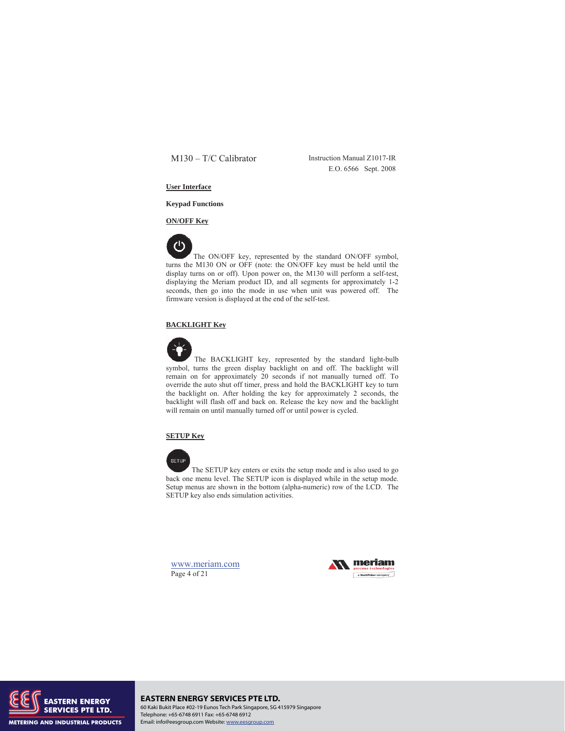## User Interface

### Keypad Functions

**ON/OFF Key**

The ON/OFF key, represented by the standard ON/OFF symbol, turns the M130 ON or OFF (note: the ON/OFF key must be held until the display turns on or off). Upon power on, the M130 will perform a self-test, displaying the Meriam product ID, and all segments for approximately 1-2 seconds, then go into the mode in use when unit was powered off. The firmware version is displayed at the end of the self-test.

**BACKLIGHT Key**

The BACKLIGHT key, represented by the standard light-bulb symbol, turns the green display backlight on and off. The backlight will remain on for approximately 20 seconds if not manually turned off. To override the auto shut off timer, press and hold the BACKLIGHT key to turn the backlight on. After holding the key for approximately 2 seconds, the backlight will flash off and back on. Release the key now and the backlight will remain on until manually turned off or until power is cycled.

**SETUP Key**

The SETUP key enters or exits the setup mode and is also used to go back one menu level. The SETUP icon is displayed while in the setup mode. Setup menus are shown in the bottom (alpha-numeric) row of the LCD. The SETUP key also ends simulation activities.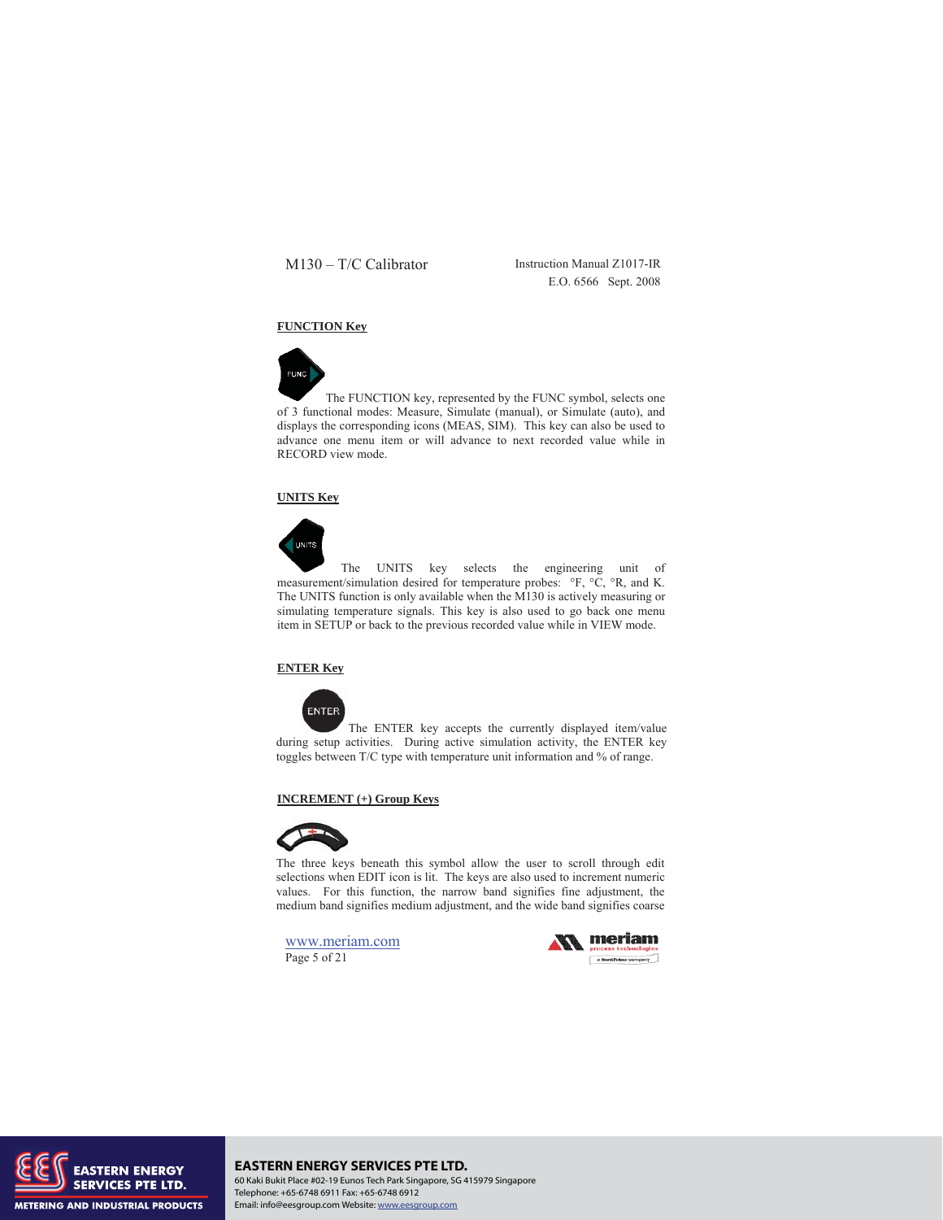**FUNCTION Key**

The FUNCTION key, represented by the FUNC symbol, selects one of 3 functional modes: Measure, Simulate (manual), or Simulate (auto), and displays the corresponding icons (MEAS, SIM). This key can also be used to advance one menu item or will advance to next recorded value while in RECORD view mode.

**UNITS Key**

The UNITS key selects the engineering unit of measurement/simulation desired for temperature probes: °F, °C, °R, and K. The UNITS function is only available when the M130 is actively measuring or simulating temperature signals. This key is also used to go back one menu item in SETUP or back to the previous recorded value while in VIEW mode.

**ENTER Key**

The ENTER key accepts the currently displayed item/value during setup activities. During active simulation activity, the ENTER key toggles between T/C type with temperature unit information and % of range.

**INCREMENT (+) Group Keys**

The three keys beneath this symbol allow the user to scroll through edit selections when EDIT icon is lit. The keys are also used to increment numeric values. For this function, the narrow band signifies fine adjustment, the medium band signifies medium adjustment, and the wide band signifies coarse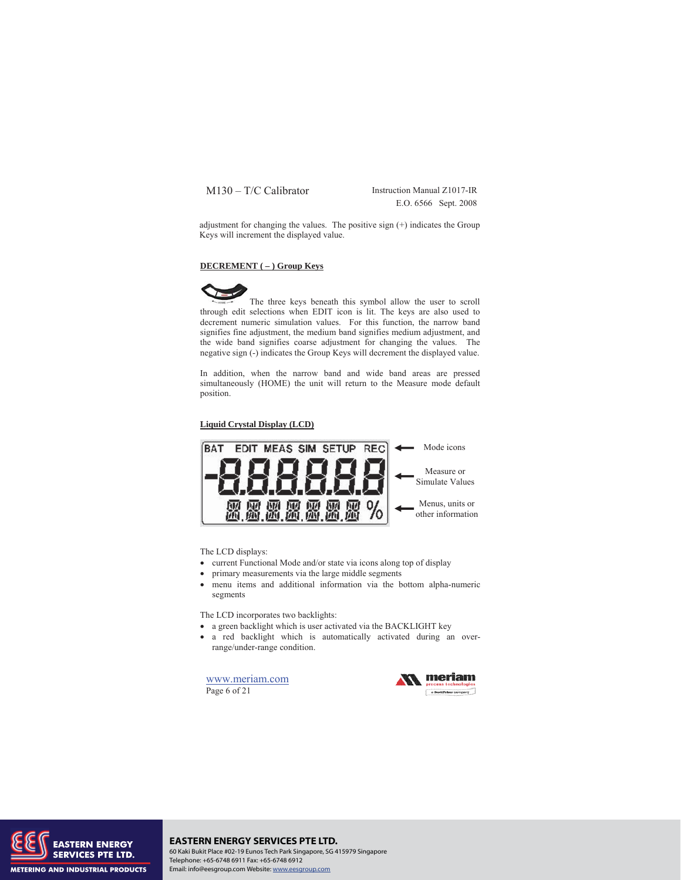adjustment for changing the values. The positive sign (+) indicates the Group Keys will increment the displayed value.

**DECREMENT ( – ) Group Keys**

The three keys beneath this symbol allow the user to scroll through edit selections when EDIT icon is lit. The keys are also used to decrement numeric simulation values. For this function, the narrow band signifies fine adjustment, the medium band signifies medium adjustment, and the wide band signifies coarse adjustment for changing the values. The negative sign (-) indicates the Group Keys will decrement the displayed value.

In addition, when the narrow band and wide band areas are pressed simultaneously (HOME) the unit will return to the Measure mode default position.

**Liquid Crystal Display (LCD)**

BAT EDIT MEAS SIM SETUP REC ← Mode icons

-8.8.8.8.8.8 ← Measure or Simulate Values

8.8.8.8.8.8.8 % ← Menus, units or other information

The LCD displays:

- current Functional Mode and/or state via icons along top of display
- primary measurements via the large middle segments
- menu items and additional information via the bottom alpha-numeric segments

The LCD incorporates two backlights:

- a green backlight which is user activated via the BACKLIGHT key
- a red backlight which is automatically activated during an over-range/under-range condition.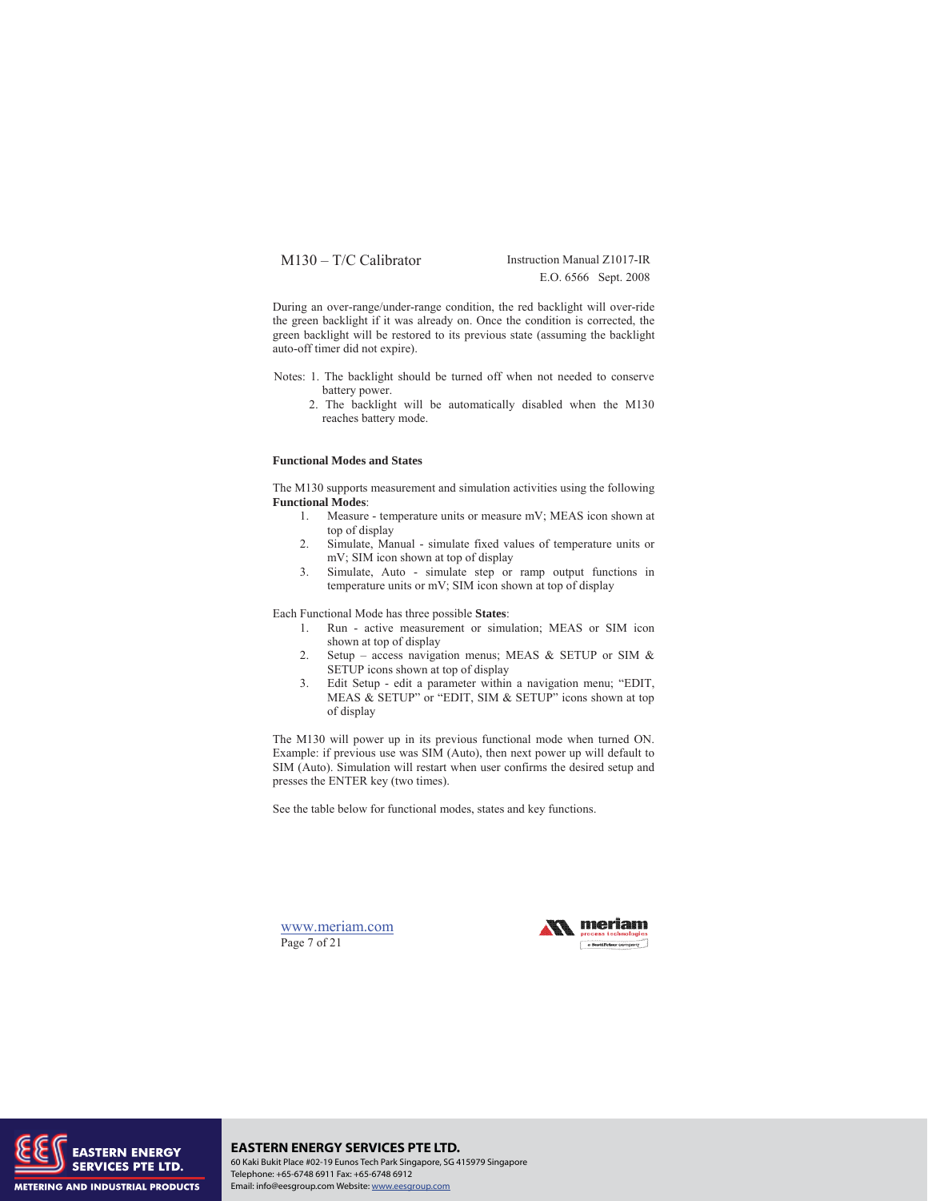During an over-range/under-range condition, the red backlight will over-ride the green backlight if it was already on. Once the condition is corrected, the green backlight will be restored to its previous state (assuming the backlight auto-off timer did not expire).

Notes: 1. The backlight should be turned off when not needed to conserve battery power.
2. The backlight will be automatically disabled when the M130 reaches battery mode.

**Functional Modes and States**

The M130 supports measurement and simulation activities using the following **Functional Modes**:

1. Measure - temperature units or measure mV; MEAS icon shown at top of display
2. Simulate, Manual - simulate fixed values of temperature units or mV; SIM icon shown at top of display
3. Simulate, Auto - simulate step or ramp output functions in temperature units or mV; SIM icon shown at top of display

Each Functional Mode has three possible **States**:

1. Run - active measurement or simulation; MEAS or SIM icon shown at top of display
2. Setup – access navigation menus; MEAS & SETUP or SIM & SETUP icons shown at top of display
3. Edit Setup - edit a parameter within a navigation menu; "EDIT, MEAS & SETUP" or "EDIT, SIM & SETUP" icons shown at top of display

The M130 will power up in its previous functional mode when turned ON. Example: if previous use was SIM (Auto), then next power up will default to SIM (Auto). Simulation will restart when user confirms the desired setup and presses the ENTER key (two times).

See the table below for functional modes, states and key functions.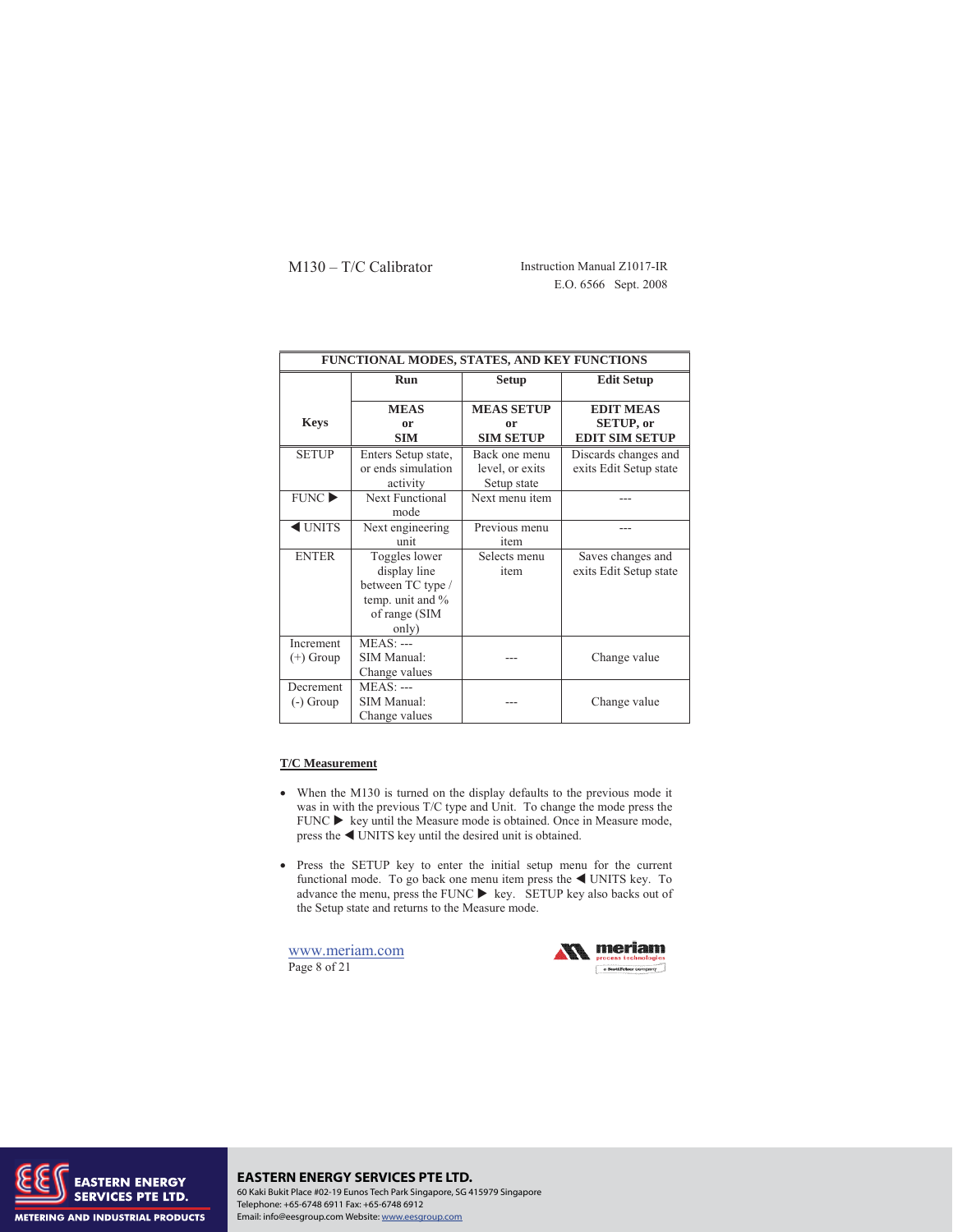| FUNCTIONAL MODES, STATES, AND KEY FUNCTIONS | | | |
|---|---|---|---|
| **Keys** | **Run**<br><br>**MEAS or SIM** | **Setup**<br><br>**MEAS SETUP or SIM SETUP** | **Edit Setup**<br><br>**EDIT MEAS SETUP, or EDIT SIM SETUP** |
| SETUP | Enters Setup state, or ends simulation activity | Back one menu level, or exits Setup state | Discards changes and exits Edit Setup state |
| FUNC ▶ | Next Functional mode | Next menu item | --- |
| ◀ UNITS | Next engineering unit | Previous menu item | --- |
| ENTER | Toggles lower display line between TC type / temp. unit and % of range (SIM only) | Selects menu item | Saves changes and exits Edit Setup state |
| Increment (+) Group | MEAS: ---<br>SIM Manual: Change values | --- | Change value |
| Decrement (-) Group | MEAS: ---<br>SIM Manual: Change values | --- | Change value |

## T/C Measurement

- When the M130 is turned on the display defaults to the previous mode it was in with the previous T/C type and Unit. To change the mode press the FUNC ▶ key until the Measure mode is obtained. Once in Measure mode, press the ◀ UNITS key until the desired unit is obtained.

- Press the SETUP key to enter the initial setup menu for the current functional mode. To go back one menu item press the ◀ UNITS key. To advance the menu, press the FUNC ▶ key. SETUP key also backs out of the Setup state and returns to the Measure mode.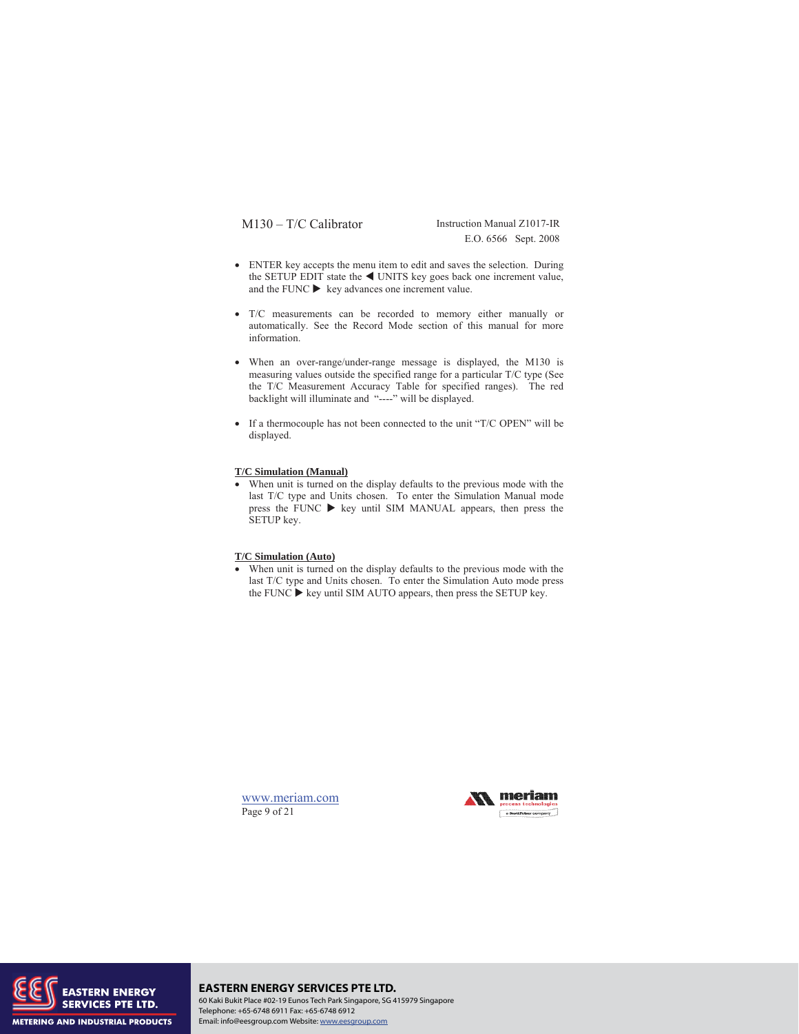- ENTER key accepts the menu item to edit and saves the selection. During the SETUP EDIT state the ◀ UNITS key goes back one increment value, and the FUNC ▶ key advances one increment value.

- T/C measurements can be recorded to memory either manually or automatically. See the Record Mode section of this manual for more information.

- When an over-range/under-range message is displayed, the M130 is measuring values outside the specified range for a particular T/C type (See the T/C Measurement Accuracy Table for specified ranges). The red backlight will illuminate and "----" will be displayed.

- If a thermocouple has not been connected to the unit "T/C OPEN" will be displayed.

**T/C Simulation (Manual)**

- When unit is turned on the display defaults to the previous mode with the last T/C type and Units chosen. To enter the Simulation Manual mode press the FUNC ▶ key until SIM MANUAL appears, then press the SETUP key.

**T/C Simulation (Auto)**

- When unit is turned on the display defaults to the previous mode with the last T/C type and Units chosen. To enter the Simulation Auto mode press the FUNC ▶ key until SIM AUTO appears, then press the SETUP key.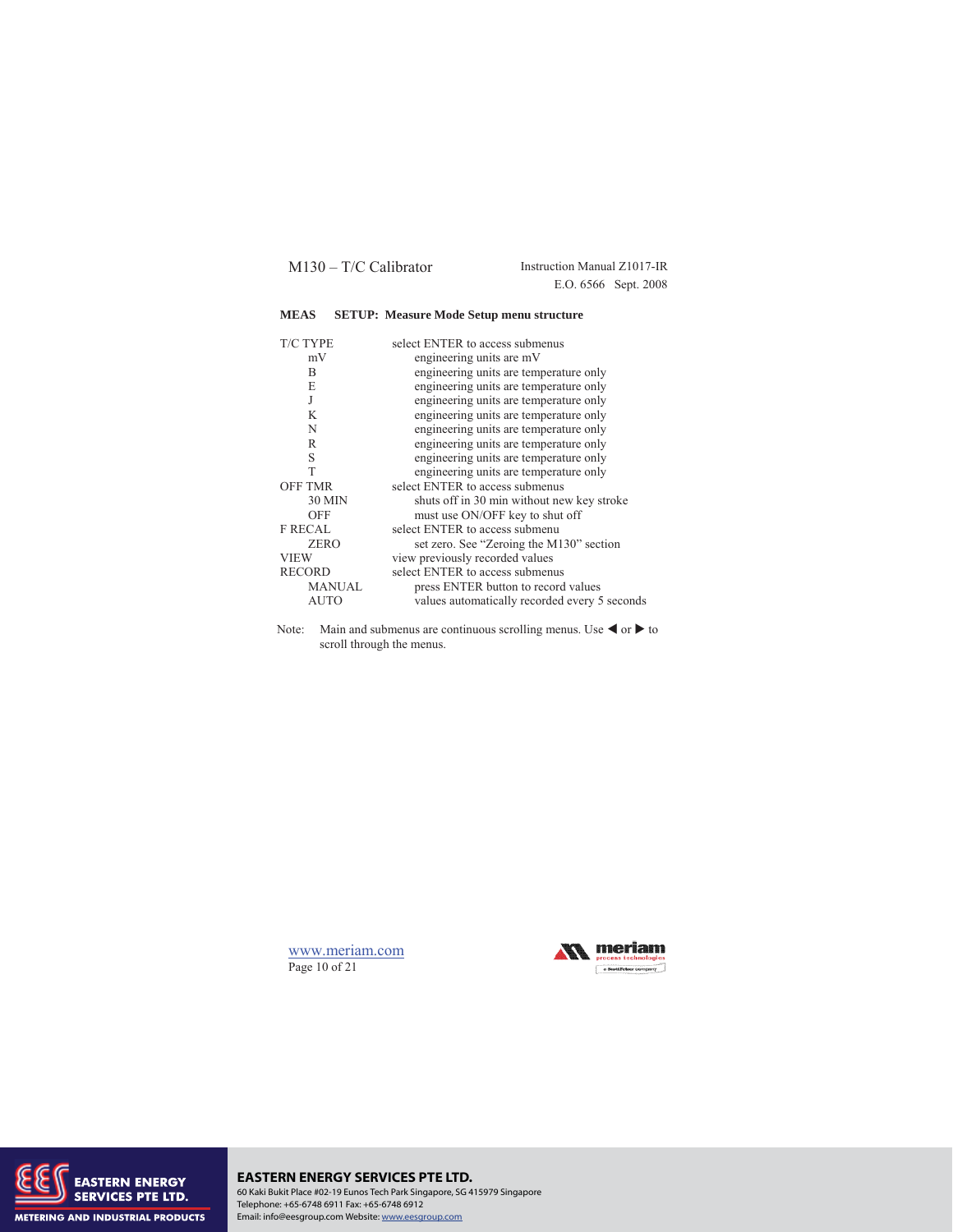### MEAS SETUP: Measure Mode Setup menu structure

| | |
|---|---|
| T/C TYPE | select ENTER to access submenus |
| mV | engineering units are mV |
| B | engineering units are temperature only |
| E | engineering units are temperature only |
| J | engineering units are temperature only |
| K | engineering units are temperature only |
| N | engineering units are temperature only |
| R | engineering units are temperature only |
| S | engineering units are temperature only |
| T | engineering units are temperature only |
| OFF TMR | select ENTER to access submenus |
| 30 MIN | shuts off in 30 min without new key stroke |
| OFF | must use ON/OFF key to shut off |
| F RECAL | select ENTER to access submenu |
| ZERO | set zero. See "Zeroing the M130" section |
| VIEW | view previously recorded values |
| RECORD | select ENTER to access submenus |
| MANUAL | press ENTER button to record values |
| AUTO | values automatically recorded every 5 seconds |

Note: Main and submenus are continuous scrolling menus. Use ◀ or ▶ to scroll through the menus.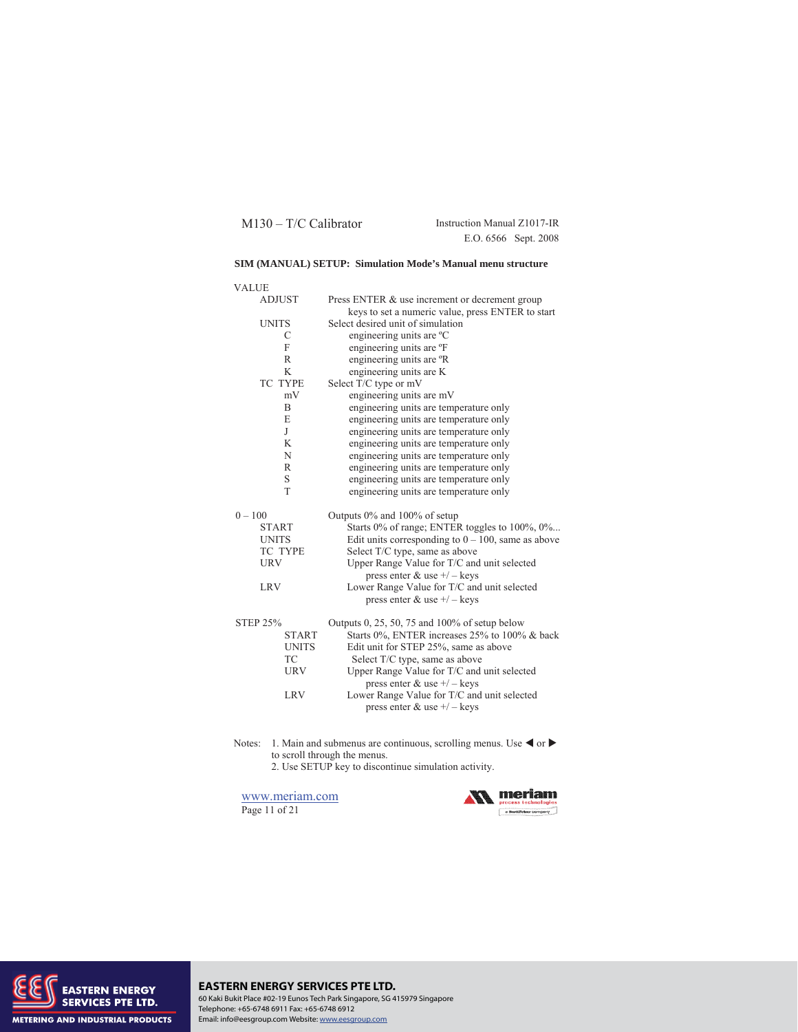**SIM (MANUAL) SETUP: Simulation Mode's Manual menu structure**

```
VALUE
     ADJUST          Press ENTER & use increment or decrement group
                         keys to set a numeric value, press ENTER to start
     UNITS           Select desired unit of simulation
          C              engineering units are ºC
          F              engineering units are ºF
          R              engineering units are ºR
          K              engineering units are K
     TC TYPE         Select T/C type or mV
          mV             engineering units are mV
          B              engineering units are temperature only
          E              engineering units are temperature only
          J              engineering units are temperature only
          K              engineering units are temperature only
          N              engineering units are temperature only
          R              engineering units are temperature only
          S              engineering units are temperature only
          T              engineering units are temperature only

0 – 100              Outputs 0% and 100% of setup
     START               Starts 0% of range; ENTER toggles to 100%, 0%...
     UNITS               Edit units corresponding to 0 – 100, same as above
     TC TYPE             Select T/C type, same as above
     URV                 Upper Range Value for T/C and unit selected
                             press enter & use +/ – keys
     LRV                 Lower Range Value for T/C and unit selected
                             press enter & use +/ – keys

STEP 25%             Outputs 0, 25, 50, 75 and 100% of setup below
          START          Starts 0%, ENTER increases 25% to 100% & back
          UNITS          Edit unit for STEP 25%, same as above
          TC              Select T/C type, same as above
          URV            Upper Range Value for T/C and unit selected
                             press enter & use +/ – keys
          LRV            Lower Range Value for T/C and unit selected
                             press enter & use +/ – keys
```

Notes:
1. Main and submenus are continuous, scrolling menus. Use ◀ or ▶ to scroll through the menus.
2. Use SETUP key to discontinue simulation activity.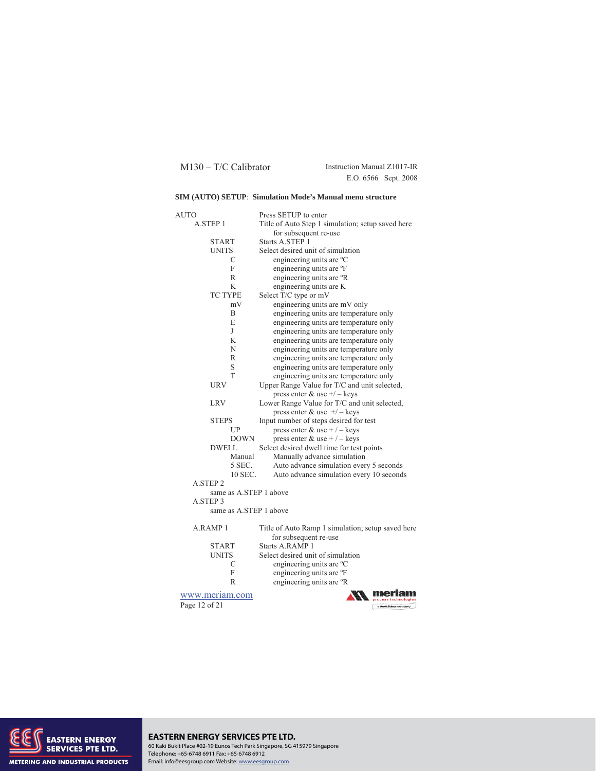**SIM (AUTO) SETUP**: **Simulation Mode's Manual menu structure**

| Menu | Description |
|---|---|
| AUTO | Press SETUP to enter |
| A.STEP 1 | Title of Auto Step 1 simulation; setup saved here for subsequent re-use |
| START | Starts A.STEP 1 |
| UNITS | Select desired unit of simulation |
| C | engineering units are ºC |
| F | engineering units are ºF |
| R | engineering units are ºR |
| K | engineering units are K |
| TC TYPE | Select T/C type or mV |
| mV | engineering units are mV only |
| B | engineering units are temperature only |
| E | engineering units are temperature only |
| J | engineering units are temperature only |
| K | engineering units are temperature only |
| N | engineering units are temperature only |
| R | engineering units are temperature only |
| S | engineering units are temperature only |
| T | engineering units are temperature only |
| URV | Upper Range Value for T/C and unit selected, press enter & use +/ – keys |
| LRV | Lower Range Value for T/C and unit selected, press enter & use +/ – keys |
| STEPS | Input number of steps desired for test |
| UP | press enter & use + / – keys |
| DOWN | press enter & use + / – keys |
| DWELL | Select desired dwell time for test points |
| Manual | Manually advance simulation |
| 5 SEC. | Auto advance simulation every 5 seconds |
| 10 SEC. | Auto advance simulation every 10 seconds |
| A.STEP 2 | same as A.STEP 1 above |
| A.STEP 3 | same as A.STEP 1 above |
| A.RAMP 1 | Title of Auto Ramp 1 simulation; setup saved here for subsequent re-use |
| START | Starts A.RAMP 1 |
| UNITS | Select desired unit of simulation |
| C | engineering units are ºC |
| F | engineering units are ºF |
| R | engineering units are ºR |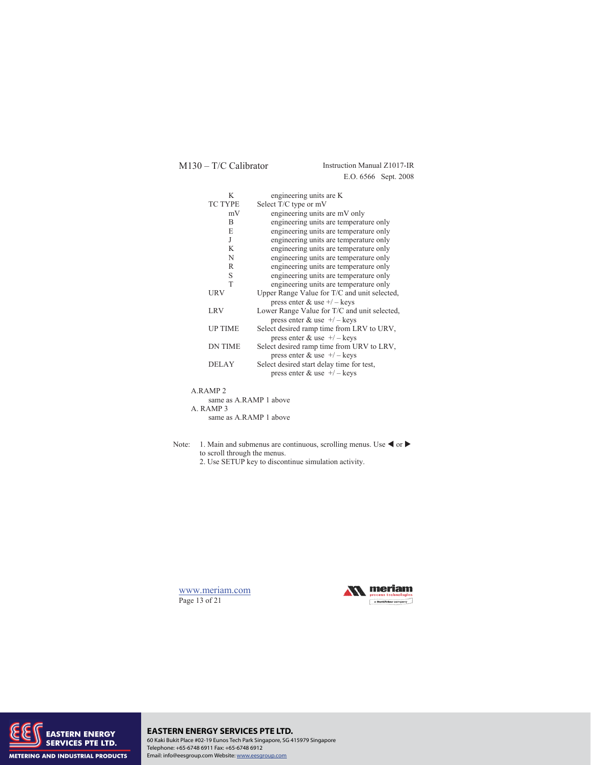K engineering units are K

TC TYPE Select T/C type or mV

- mV engineering units are mV only
- B engineering units are temperature only
- E engineering units are temperature only
- J engineering units are temperature only
- K engineering units are temperature only
- N engineering units are temperature only
- R engineering units are temperature only
- S engineering units are temperature only
- T engineering units are temperature only

URV Upper Range Value for T/C and unit selected,
press enter & use +/ – keys

LRV Lower Range Value for T/C and unit selected,
press enter & use +/ – keys

UP TIME Select desired ramp time from LRV to URV,
press enter & use +/ – keys

DN TIME Select desired ramp time from URV to LRV,
press enter & use +/ – keys

DELAY Select desired start delay time for test,
press enter & use +/ – keys

A.RAMP 2
same as A.RAMP 1 above

A. RAMP 3
same as A.RAMP 1 above

Note: 1. Main and submenus are continuous, scrolling menus. Use ◀ or ▶ to scroll through the menus.
2. Use SETUP key to discontinue simulation activity.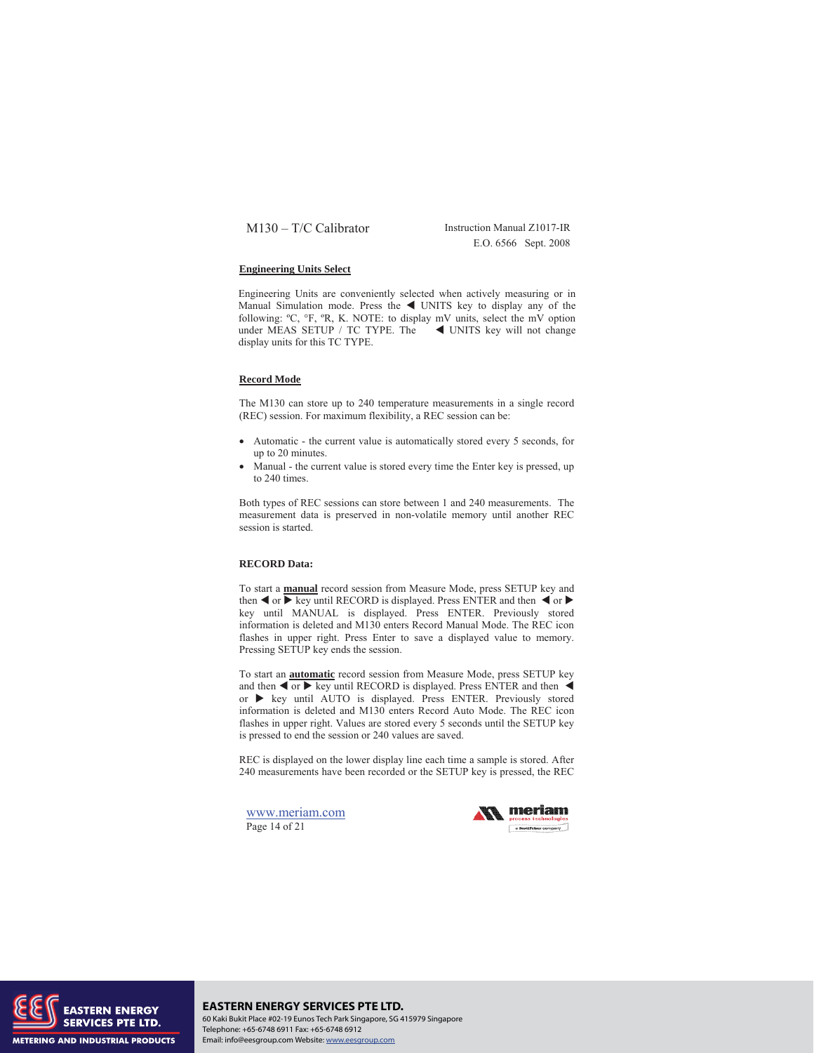## Engineering Units Select

Engineering Units are conveniently selected when actively measuring or in Manual Simulation mode. Press the ◀ UNITS key to display any of the following: ºC, °F, ºR, K. NOTE: to display mV units, select the mV option under MEAS SETUP / TC TYPE. The ◀ UNITS key will not change display units for this TC TYPE.

## Record Mode

The M130 can store up to 240 temperature measurements in a single record (REC) session. For maximum flexibility, a REC session can be:

- Automatic - the current value is automatically stored every 5 seconds, for up to 20 minutes.
- Manual - the current value is stored every time the Enter key is pressed, up to 240 times.

Both types of REC sessions can store between 1 and 240 measurements. The measurement data is preserved in non-volatile memory until another REC session is started.

**RECORD Data:**

To start a **manual** record session from Measure Mode, press SETUP key and then ◀ or ▶ key until RECORD is displayed. Press ENTER and then ◀ or ▶ key until MANUAL is displayed. Press ENTER. Previously stored information is deleted and M130 enters Record Manual Mode. The REC icon flashes in upper right. Press Enter to save a displayed value to memory. Pressing SETUP key ends the session.

To start an **automatic** record session from Measure Mode, press SETUP key and then ◀ or ▶ key until RECORD is displayed. Press ENTER and then ◀ or ▶ key until AUTO is displayed. Press ENTER. Previously stored information is deleted and M130 enters Record Auto Mode. The REC icon flashes in upper right. Values are stored every 5 seconds until the SETUP key is pressed to end the session or 240 values are saved.

REC is displayed on the lower display line each time a sample is stored. After 240 measurements have been recorded or the SETUP key is pressed, the REC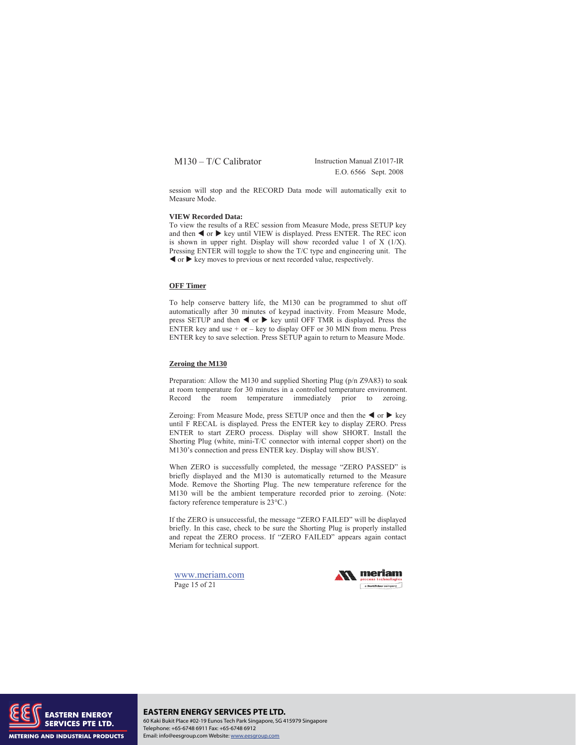session will stop and the RECORD Data mode will automatically exit to Measure Mode.

**VIEW Recorded Data:**
To view the results of a REC session from Measure Mode, press SETUP key and then ◀ or ▶ key until VIEW is displayed. Press ENTER. The REC icon is shown in upper right. Display will show recorded value 1 of X (1/X). Pressing ENTER will toggle to show the T/C type and engineering unit. The ◀ or ▶ key moves to previous or next recorded value, respectively.

## OFF Timer

To help conserve battery life, the M130 can be programmed to shut off automatically after 30 minutes of keypad inactivity. From Measure Mode, press SETUP and then ◀ or ▶ key until OFF TMR is displayed. Press the ENTER key and use + or – key to display OFF or 30 MIN from menu. Press ENTER key to save selection. Press SETUP again to return to Measure Mode.

## Zeroing the M130

Preparation: Allow the M130 and supplied Shorting Plug (p/n Z9A83) to soak at room temperature for 30 minutes in a controlled temperature environment. Record the room temperature immediately prior to zeroing.

Zeroing: From Measure Mode, press SETUP once and then the ◀ or ▶ key until F RECAL is displayed. Press the ENTER key to display ZERO. Press ENTER to start ZERO process. Display will show SHORT. Install the Shorting Plug (white, mini-T/C connector with internal copper short) on the M130's connection and press ENTER key. Display will show BUSY.

When ZERO is successfully completed, the message "ZERO PASSED" is briefly displayed and the M130 is automatically returned to the Measure Mode. Remove the Shorting Plug. The new temperature reference for the M130 will be the ambient temperature recorded prior to zeroing. (Note: factory reference temperature is 23°C.)

If the ZERO is unsuccessful, the message "ZERO FAILED" will be displayed briefly. In this case, check to be sure the Shorting Plug is properly installed and repeat the ZERO process. If "ZERO FAILED" appears again contact Meriam for technical support.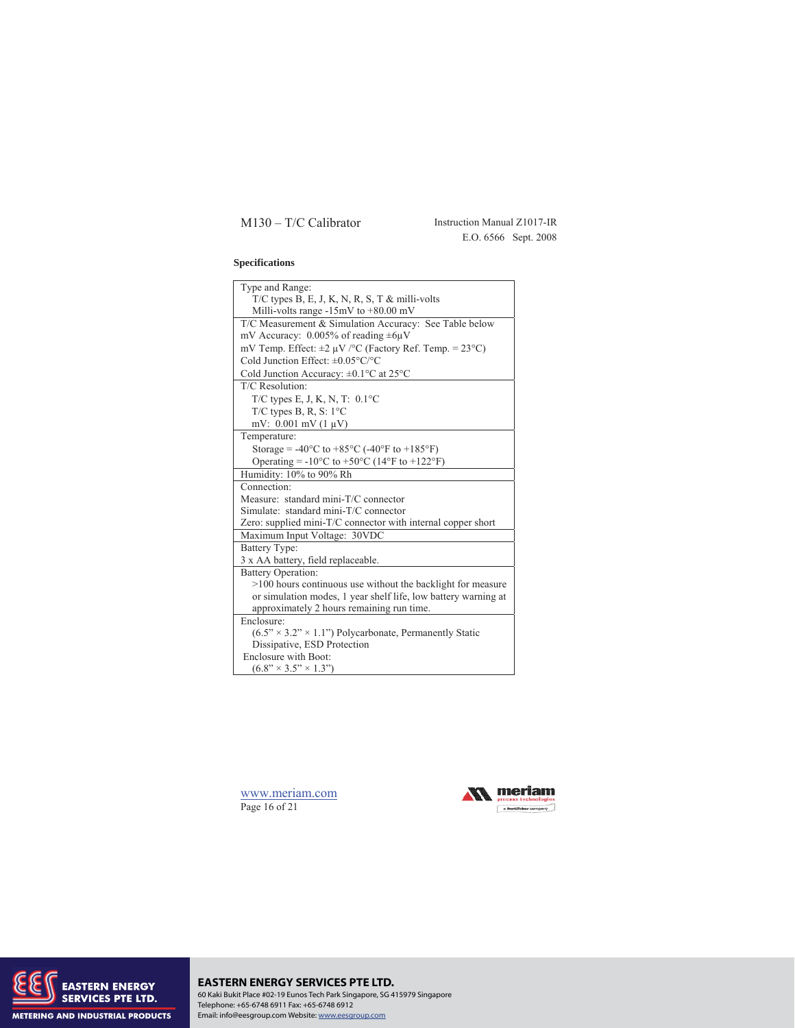## Specifications

| Type and Range: T/C types B, E, J, K, N, R, S, T & milli-volts Milli-volts range -15mV to +80.00 mV |
|---|
| T/C Measurement & Simulation Accuracy: See Table below<br>mV Accuracy: 0.005% of reading ±6µV<br>mV Temp. Effect: ±2 µV /°C (Factory Ref. Temp. = 23°C)<br>Cold Junction Effect: ±0.05°C/°C<br>Cold Junction Accuracy: ±0.1°C at 25°C |
| T/C Resolution:<br>T/C types E, J, K, N, T: 0.1°C<br>T/C types B, R, S: 1°C<br>mV: 0.001 mV (1 µV) |
| Temperature:<br>Storage = -40°C to +85°C (-40°F to +185°F)<br>Operating = -10°C to +50°C (14°F to +122°F) |
| Humidity: 10% to 90% Rh |
| Connection:<br>Measure: standard mini-T/C connector<br>Simulate: standard mini-T/C connector<br>Zero: supplied mini-T/C connector with internal copper short |
| Maximum Input Voltage: 30VDC |
| Battery Type:<br>3 x AA battery, field replaceable. |
| Battery Operation:<br>>100 hours continuous use without the backlight for measure or simulation modes, 1 year shelf life, low battery warning at approximately 2 hours remaining run time. |
| Enclosure:<br>(6.5" × 3.2" × 1.1") Polycarbonate, Permanently Static Dissipative, ESD Protection<br>Enclosure with Boot:<br>(6.8" × 3.5" × 1.3") |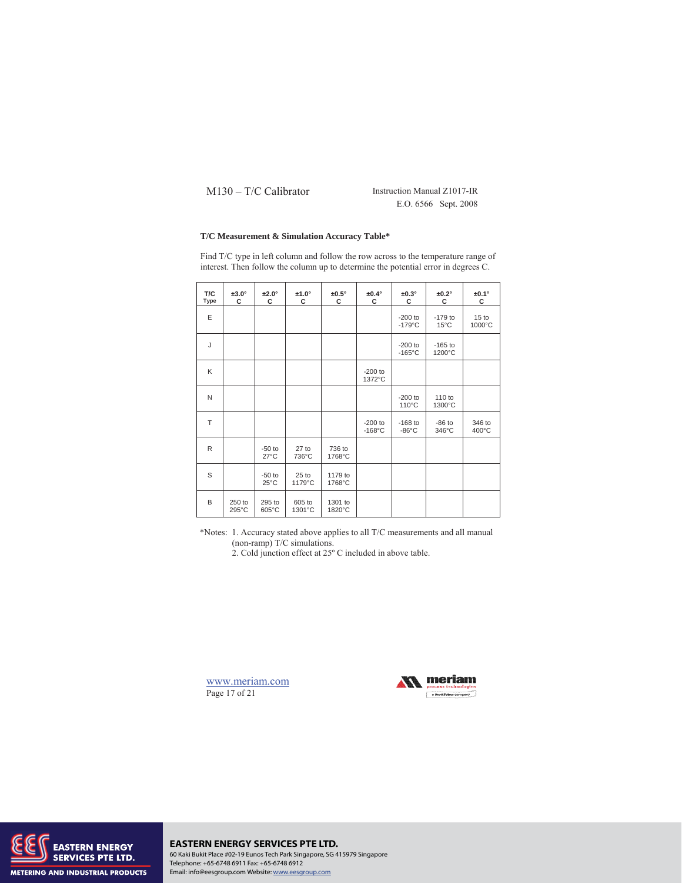**T/C Measurement & Simulation Accuracy Table***

Find T/C type in left column and follow the row across to the temperature range of interest. Then follow the column up to determine the potential error in degrees C.

| T/C Type | ±3.0° C | ±2.0° C | ±1.0° C | ±0.5° C | ±0.4° C | ±0.3° C | ±0.2° C | ±0.1° C |
|---|---|---|---|---|---|---|---|---|
| E | | | | | | -200 to -179°C | -179 to 15°C | 15 to 1000°C |
| J | | | | | | -200 to -165°C | -165 to 1200°C | |
| K | | | | | -200 to 1372°C | | | |
| N | | | | | | -200 to 110°C | 110 to 1300°C | |
| T | | | | | -200 to -168°C | -168 to -86°C | -86 to 346°C | 346 to 400°C |
| R | | -50 to 27°C | 27 to 736°C | 736 to 1768°C | | | | |
| S | | -50 to 25°C | 25 to 1179°C | 1179 to 1768°C | | | | |
| B | 250 to 295°C | 295 to 605°C | 605 to 1301°C | 1301 to 1820°C | | | | |

*Notes: 1. Accuracy stated above applies to all T/C measurements and all manual (non-ramp) T/C simulations.
2. Cold junction effect at 25º C included in above table.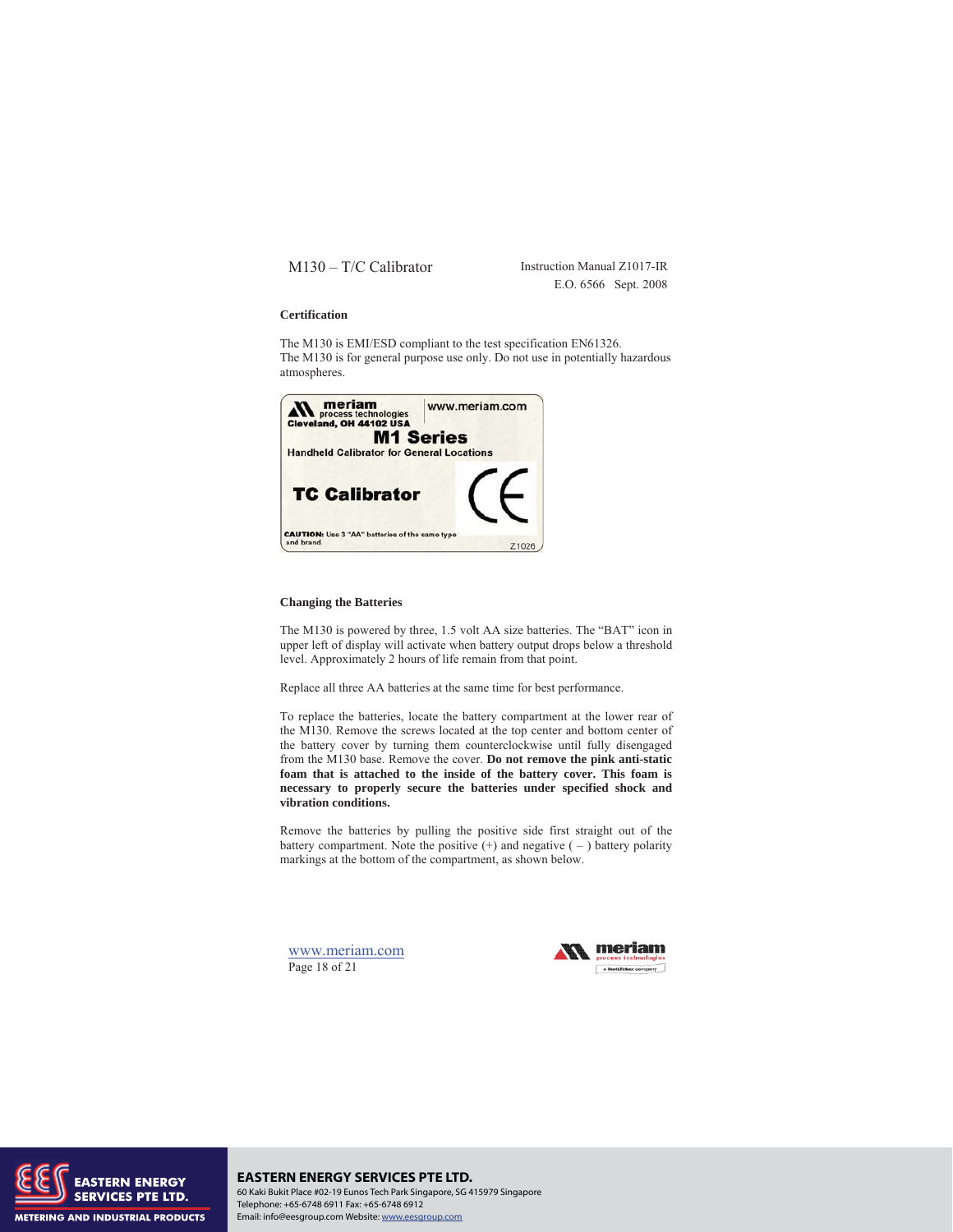## Certification

The M130 is EMI/ESD compliant to the test specification EN61326.
The M130 is for general purpose use only. Do not use in potentially hazardous atmospheres.

meriam process technologies
Cleveland, OH 44102 USA
www.meriam.com
**M1 Series**
Handheld Calibrator for General Locations
**TC Calibrator**
CE
**CAUTION:** Use 3 "AA" batteries of the same type and brand.
Z1026

## Changing the Batteries

The M130 is powered by three, 1.5 volt AA size batteries. The "BAT" icon in upper left of display will activate when battery output drops below a threshold level. Approximately 2 hours of life remain from that point.

Replace all three AA batteries at the same time for best performance.

To replace the batteries, locate the battery compartment at the lower rear of the M130. Remove the screws located at the top center and bottom center of the battery cover by turning them counterclockwise until fully disengaged from the M130 base. Remove the cover. **Do not remove the pink anti-static foam that is attached to the inside of the battery cover. This foam is necessary to properly secure the batteries under specified shock and vibration conditions.**

Remove the batteries by pulling the positive side first straight out of the battery compartment. Note the positive (+) and negative ( – ) battery polarity markings at the bottom of the compartment, as shown below.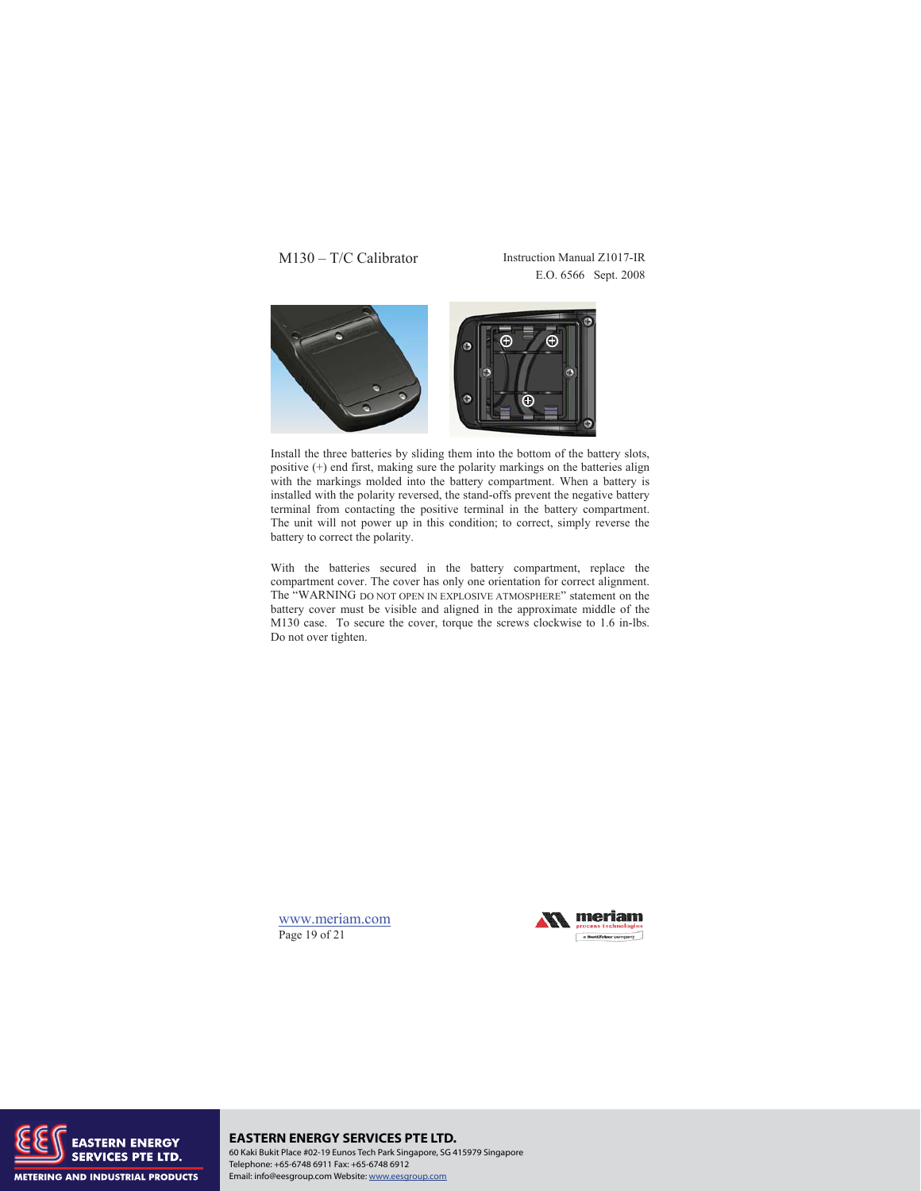Install the three batteries by sliding them into the bottom of the battery slots, positive (+) end first, making sure the polarity markings on the batteries align with the markings molded into the battery compartment. When a battery is installed with the polarity reversed, the stand-offs prevent the negative battery terminal from contacting the positive terminal in the battery compartment. The unit will not power up in this condition; to correct, simply reverse the battery to correct the polarity.

With the batteries secured in the battery compartment, replace the compartment cover. The cover has only one orientation for correct alignment. The "WARNING DO NOT OPEN IN EXPLOSIVE ATMOSPHERE" statement on the battery cover must be visible and aligned in the approximate middle of the M130 case. To secure the cover, torque the screws clockwise to 1.6 in-lbs. Do not over tighten.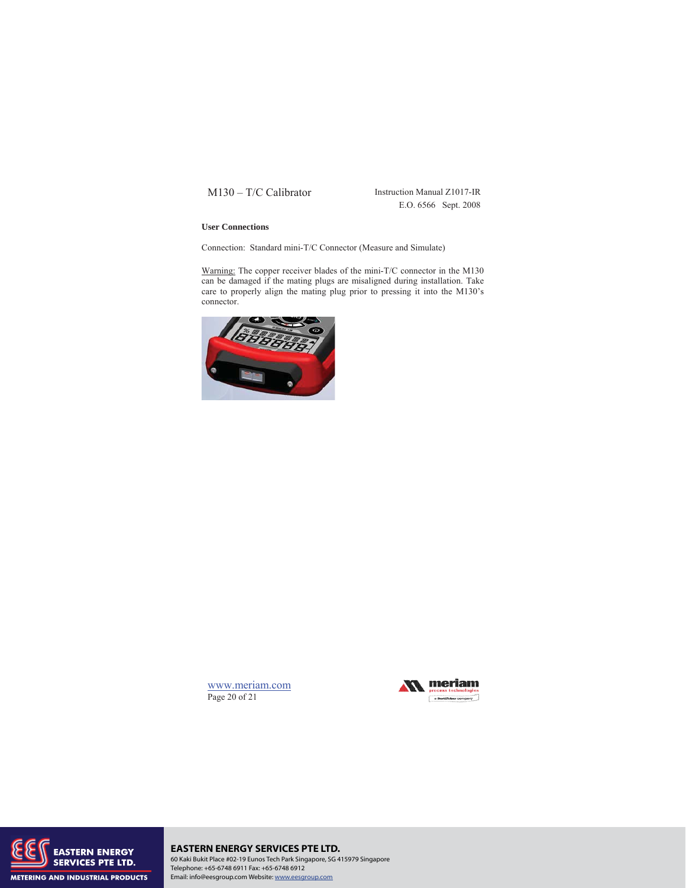**User Connections**

Connection: Standard mini-T/C Connector (Measure and Simulate)

Warning: The copper receiver blades of the mini-T/C connector in the M130 can be damaged if the mating plugs are misaligned during installation. Take care to properly align the mating plug prior to pressing it into the M130's connector.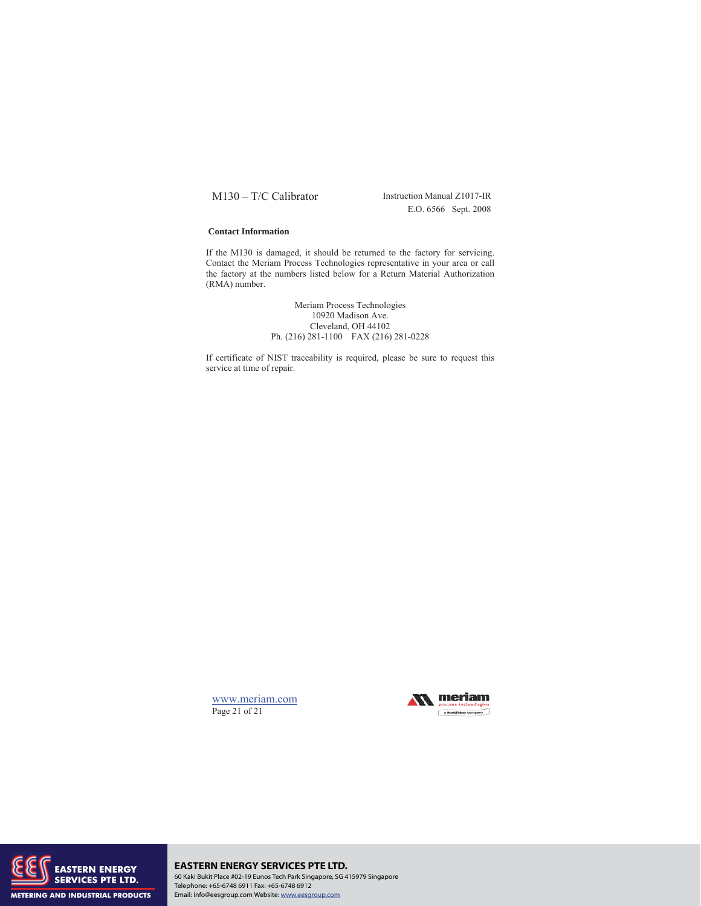## Contact Information

If the M130 is damaged, it should be returned to the factory for servicing. Contact the Meriam Process Technologies representative in your area or call the factory at the numbers listed below for a Return Material Authorization (RMA) number.

Meriam Process Technologies
10920 Madison Ave.
Cleveland, OH 44102
Ph. (216) 281-1100 FAX (216) 281-0228

If certificate of NIST traceability is required, please be sure to request this service at time of repair.